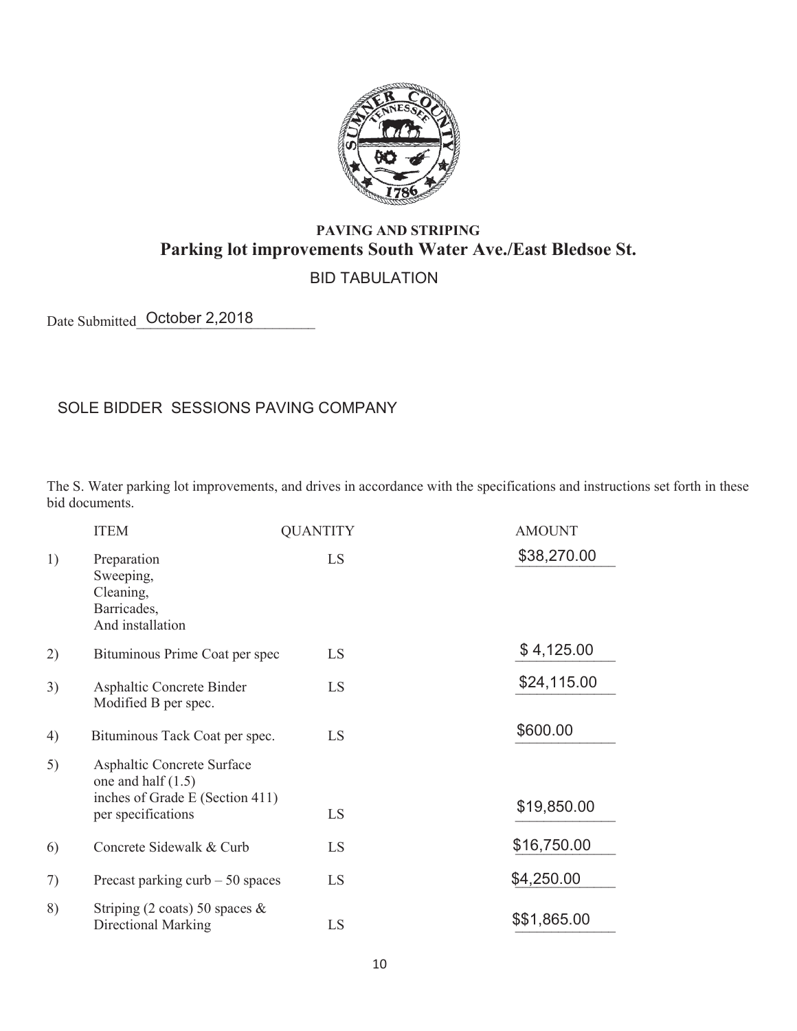**PAVING AND STRIPING**

# Parking lot improvements South Water Ave./East Bledsoe St.

BID TABULATION

Date Submitted October 2,2018

SOLE BIDDER SESSIONS PAVING COMPANY

The S. Water parking lot improvements, and drives in accordance with the specifications and instructions set forth in these bid documents.

| | ITEM | QUANTITY | AMOUNT |
|---|---|---|---|
| 1) | Preparation<br>Sweeping,<br>Cleaning,<br>Barricades,<br>And installation | LS | $38,270.00 |
| 2) | Bituminous Prime Coat per spec | LS | $ 4,125.00 |
| 3) | Asphaltic Concrete Binder Modified B per spec. | LS | $24,115.00 |
| 4) | Bituminous Tack Coat per spec. | LS | $600.00 |
| 5) | Asphaltic Concrete Surface one and half (1.5) inches of Grade E (Section 411) per specifications | LS | $19,850.00 |
| 6) | Concrete Sidewalk & Curb | LS | $16,750.00 |
| 7) | Precast parking curb – 50 spaces | LS | $4,250.00 |
| 8) | Striping (2 coats) 50 spaces & Directional Marking | LS | $$1,865.00 |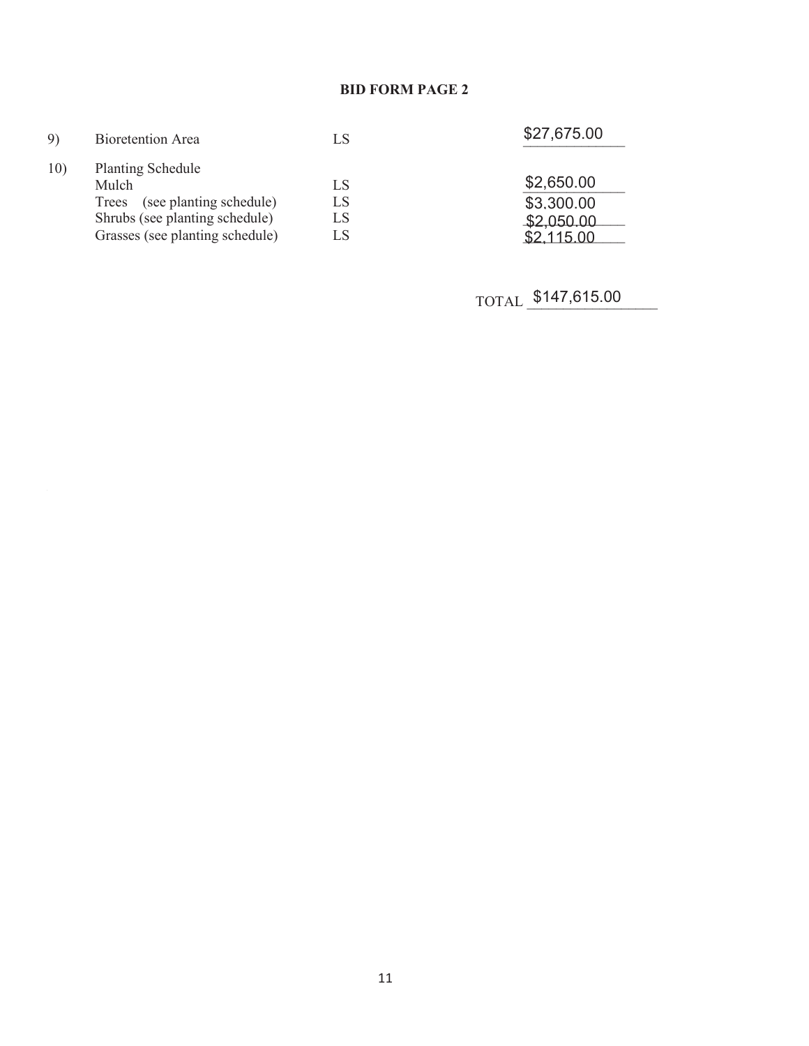**BID FORM PAGE 2**

| | | | |
|---|---|---|---|
| 9) | Bioretention Area | LS | $27,675.00 |
| 10) | Planting Schedule | | |
| | Mulch | LS | $2,650.00 |
| | Trees (see planting schedule) | LS | $3,300.00 |
| | Shrubs (see planting schedule) | LS | $2,050.00 |
| | Grasses (see planting schedule) | LS | $2,115.00 |

TOTAL $147,615.00